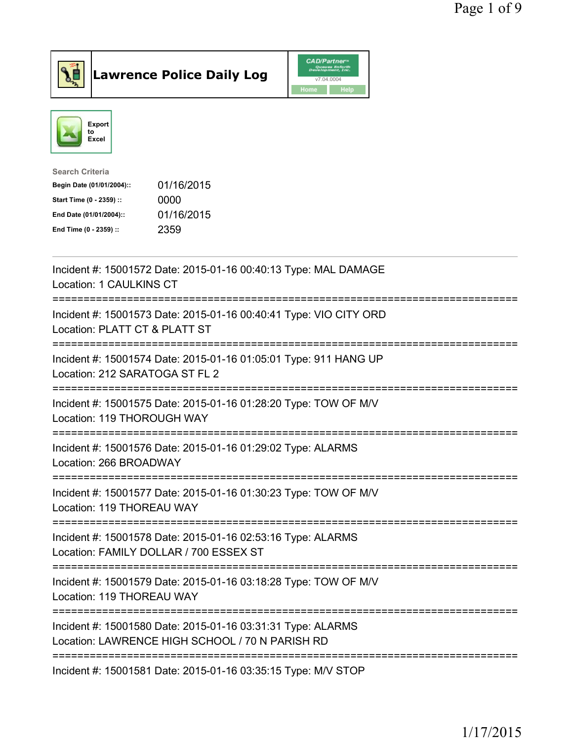# Lawrence Police Daily Log

Export to Excel

**Search Criteria**

| | |
|---|---|
| Begin Date (01/01/2004):: | 01/16/2015 |
| Start Time (0 - 2359) :: | 0000 |
| End Date (01/01/2004):: | 01/16/2015 |
| End Time (0 - 2359) :: | 2359 |

---

Incident #: 15001572 Date: 2015-01-16 00:40:13 Type: MAL DAMAGE
Location: 1 CAULKINS CT

===========================================================================

Incident #: 15001573 Date: 2015-01-16 00:40:41 Type: VIO CITY ORD
Location: PLATT CT & PLATT ST

===========================================================================

Incident #: 15001574 Date: 2015-01-16 01:05:01 Type: 911 HANG UP
Location: 212 SARATOGA ST FL 2

===========================================================================

Incident #: 15001575 Date: 2015-01-16 01:28:20 Type: TOW OF M/V
Location: 119 THOROUGH WAY

===========================================================================

Incident #: 15001576 Date: 2015-01-16 01:29:02 Type: ALARMS
Location: 266 BROADWAY

===========================================================================

Incident #: 15001577 Date: 2015-01-16 01:30:23 Type: TOW OF M/V
Location: 119 THOREAU WAY

===========================================================================

Incident #: 15001578 Date: 2015-01-16 02:53:16 Type: ALARMS
Location: FAMILY DOLLAR / 700 ESSEX ST

===========================================================================

Incident #: 15001579 Date: 2015-01-16 03:18:28 Type: TOW OF M/V
Location: 119 THOREAU WAY

===========================================================================

Incident #: 15001580 Date: 2015-01-16 03:31:31 Type: ALARMS
Location: LAWRENCE HIGH SCHOOL / 70 N PARISH RD

===========================================================================

Incident #: 15001581 Date: 2015-01-16 03:35:15 Type: M/V STOP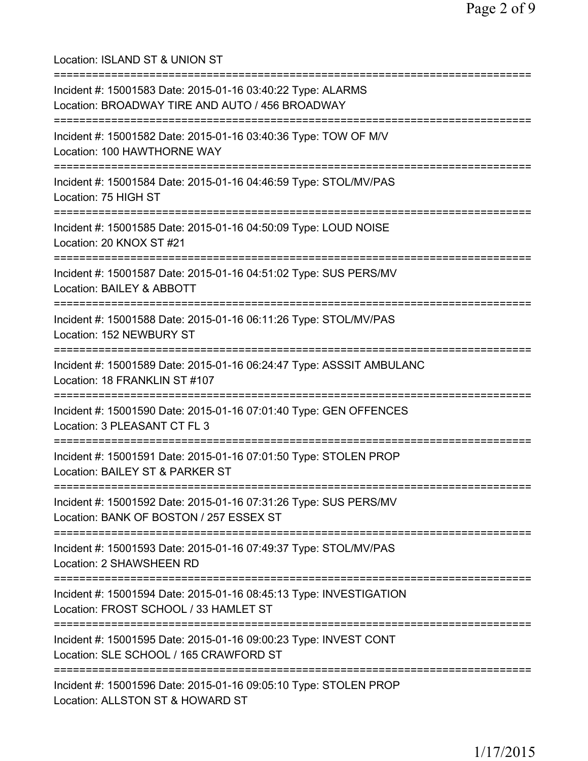Location: ISLAND ST & UNION ST

===========================================================================

Incident #: 15001583 Date: 2015-01-16 03:40:22 Type: ALARMS
Location: BROADWAY TIRE AND AUTO / 456 BROADWAY

===========================================================================

Incident #: 15001582 Date: 2015-01-16 03:40:36 Type: TOW OF M/V
Location: 100 HAWTHORNE WAY

===========================================================================

Incident #: 15001584 Date: 2015-01-16 04:46:59 Type: STOL/MV/PAS
Location: 75 HIGH ST

===========================================================================

Incident #: 15001585 Date: 2015-01-16 04:50:09 Type: LOUD NOISE
Location: 20 KNOX ST #21

===========================================================================

Incident #: 15001587 Date: 2015-01-16 04:51:02 Type: SUS PERS/MV
Location: BAILEY & ABBOTT

===========================================================================

Incident #: 15001588 Date: 2015-01-16 06:11:26 Type: STOL/MV/PAS
Location: 152 NEWBURY ST

===========================================================================

Incident #: 15001589 Date: 2015-01-16 06:24:47 Type: ASSSIT AMBULANC
Location: 18 FRANKLIN ST #107

===========================================================================

Incident #: 15001590 Date: 2015-01-16 07:01:40 Type: GEN OFFENCES
Location: 3 PLEASANT CT FL 3

===========================================================================

Incident #: 15001591 Date: 2015-01-16 07:01:50 Type: STOLEN PROP
Location: BAILEY ST & PARKER ST

===========================================================================

Incident #: 15001592 Date: 2015-01-16 07:31:26 Type: SUS PERS/MV
Location: BANK OF BOSTON / 257 ESSEX ST

===========================================================================

Incident #: 15001593 Date: 2015-01-16 07:49:37 Type: STOL/MV/PAS
Location: 2 SHAWSHEEN RD

===========================================================================

Incident #: 15001594 Date: 2015-01-16 08:45:13 Type: INVESTIGATION
Location: FROST SCHOOL / 33 HAMLET ST

===========================================================================

Incident #: 15001595 Date: 2015-01-16 09:00:23 Type: INVEST CONT
Location: SLE SCHOOL / 165 CRAWFORD ST

===========================================================================

Incident #: 15001596 Date: 2015-01-16 09:05:10 Type: STOLEN PROP
Location: ALLSTON ST & HOWARD ST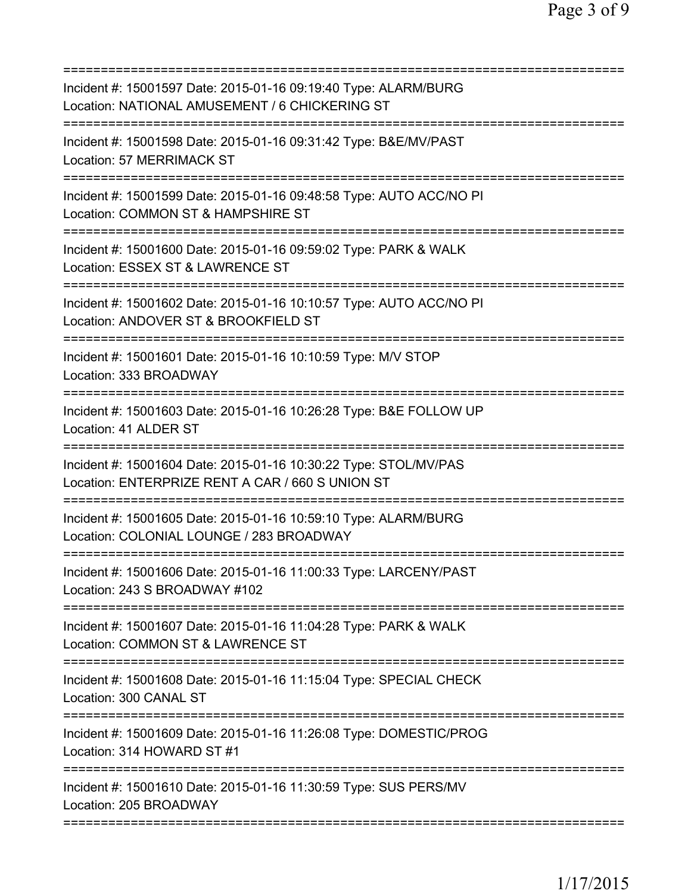===========================================================================
Incident #: 15001597 Date: 2015-01-16 09:19:40 Type: ALARM/BURG
Location: NATIONAL AMUSEMENT / 6 CHICKERING ST
===========================================================================
Incident #: 15001598 Date: 2015-01-16 09:31:42 Type: B&E/MV/PAST
Location: 57 MERRIMACK ST
===========================================================================
Incident #: 15001599 Date: 2015-01-16 09:48:58 Type: AUTO ACC/NO PI
Location: COMMON ST & HAMPSHIRE ST
===========================================================================
Incident #: 15001600 Date: 2015-01-16 09:59:02 Type: PARK & WALK
Location: ESSEX ST & LAWRENCE ST
===========================================================================
Incident #: 15001602 Date: 2015-01-16 10:10:57 Type: AUTO ACC/NO PI
Location: ANDOVER ST & BROOKFIELD ST
===========================================================================
Incident #: 15001601 Date: 2015-01-16 10:10:59 Type: M/V STOP
Location: 333 BROADWAY
===========================================================================
Incident #: 15001603 Date: 2015-01-16 10:26:28 Type: B&E FOLLOW UP
Location: 41 ALDER ST
===========================================================================
Incident #: 15001604 Date: 2015-01-16 10:30:22 Type: STOL/MV/PAS
Location: ENTERPRIZE RENT A CAR / 660 S UNION ST
===========================================================================
Incident #: 15001605 Date: 2015-01-16 10:59:10 Type: ALARM/BURG
Location: COLONIAL LOUNGE / 283 BROADWAY
===========================================================================
Incident #: 15001606 Date: 2015-01-16 11:00:33 Type: LARCENY/PAST
Location: 243 S BROADWAY #102
===========================================================================
Incident #: 15001607 Date: 2015-01-16 11:04:28 Type: PARK & WALK
Location: COMMON ST & LAWRENCE ST
===========================================================================
Incident #: 15001608 Date: 2015-01-16 11:15:04 Type: SPECIAL CHECK
Location: 300 CANAL ST
===========================================================================
Incident #: 15001609 Date: 2015-01-16 11:26:08 Type: DOMESTIC/PROG
Location: 314 HOWARD ST #1
===========================================================================
Incident #: 15001610 Date: 2015-01-16 11:30:59 Type: SUS PERS/MV
Location: 205 BROADWAY
===========================================================================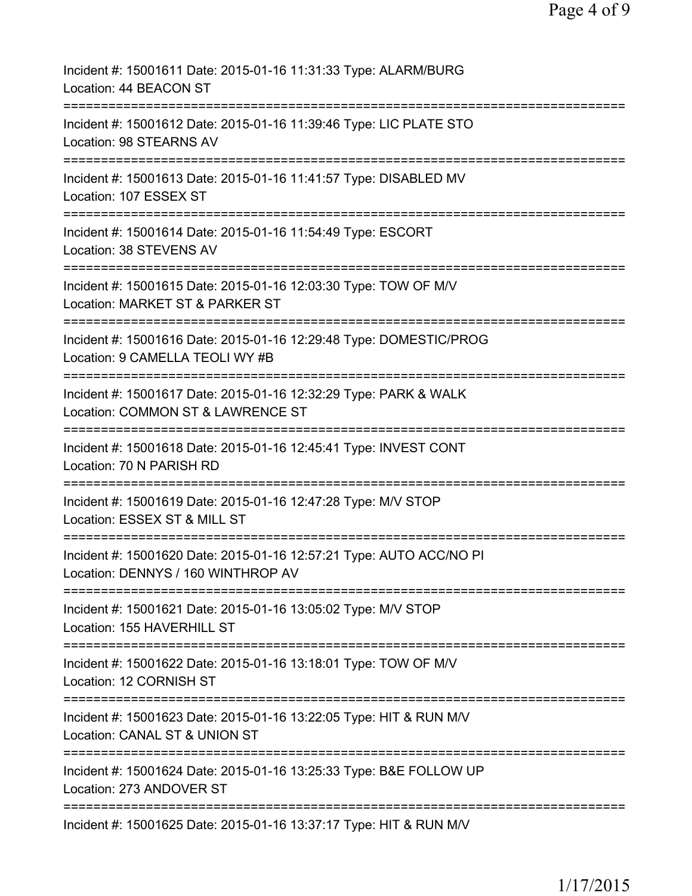Incident #: 15001611 Date: 2015-01-16 11:31:33 Type: ALARM/BURG
Location: 44 BEACON ST

===========================================================================

Incident #: 15001612 Date: 2015-01-16 11:39:46 Type: LIC PLATE STO
Location: 98 STEARNS AV

===========================================================================

Incident #: 15001613 Date: 2015-01-16 11:41:57 Type: DISABLED MV
Location: 107 ESSEX ST

===========================================================================

Incident #: 15001614 Date: 2015-01-16 11:54:49 Type: ESCORT
Location: 38 STEVENS AV

===========================================================================

Incident #: 15001615 Date: 2015-01-16 12:03:30 Type: TOW OF M/V
Location: MARKET ST & PARKER ST

===========================================================================

Incident #: 15001616 Date: 2015-01-16 12:29:48 Type: DOMESTIC/PROG
Location: 9 CAMELLA TEOLI WY #B

===========================================================================

Incident #: 15001617 Date: 2015-01-16 12:32:29 Type: PARK & WALK
Location: COMMON ST & LAWRENCE ST

===========================================================================

Incident #: 15001618 Date: 2015-01-16 12:45:41 Type: INVEST CONT
Location: 70 N PARISH RD

===========================================================================

Incident #: 15001619 Date: 2015-01-16 12:47:28 Type: M/V STOP
Location: ESSEX ST & MILL ST

===========================================================================

Incident #: 15001620 Date: 2015-01-16 12:57:21 Type: AUTO ACC/NO PI
Location: DENNYS / 160 WINTHROP AV

===========================================================================

Incident #: 15001621 Date: 2015-01-16 13:05:02 Type: M/V STOP
Location: 155 HAVERHILL ST

===========================================================================

Incident #: 15001622 Date: 2015-01-16 13:18:01 Type: TOW OF M/V
Location: 12 CORNISH ST

===========================================================================

Incident #: 15001623 Date: 2015-01-16 13:22:05 Type: HIT & RUN M/V
Location: CANAL ST & UNION ST

===========================================================================

Incident #: 15001624 Date: 2015-01-16 13:25:33 Type: B&E FOLLOW UP
Location: 273 ANDOVER ST

===========================================================================

Incident #: 15001625 Date: 2015-01-16 13:37:17 Type: HIT & RUN M/V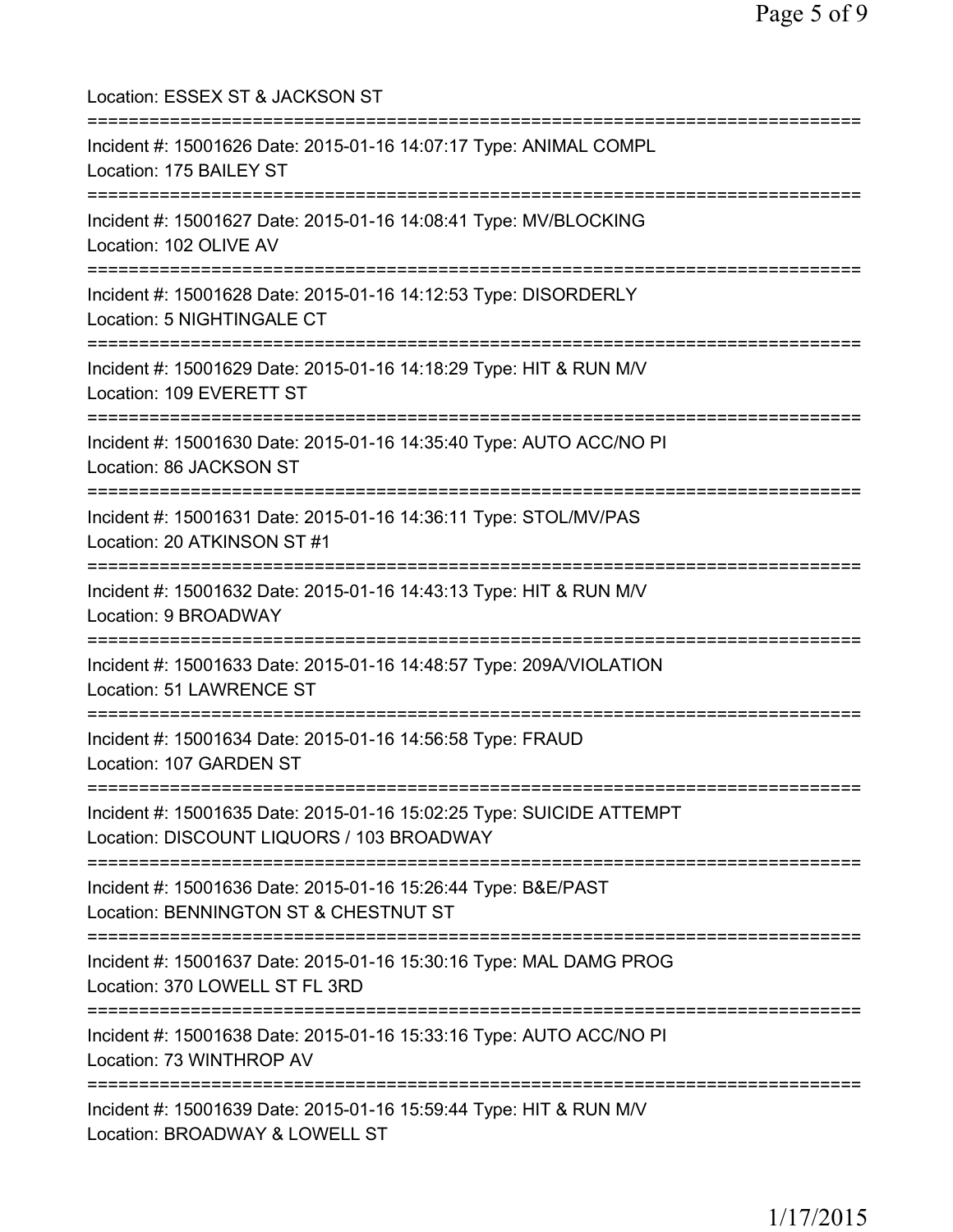Location: ESSEX ST & JACKSON ST

===========================================================================

Incident #: 15001626 Date: 2015-01-16 14:07:17 Type: ANIMAL COMPL
Location: 175 BAILEY ST

===========================================================================

Incident #: 15001627 Date: 2015-01-16 14:08:41 Type: MV/BLOCKING
Location: 102 OLIVE AV

===========================================================================

Incident #: 15001628 Date: 2015-01-16 14:12:53 Type: DISORDERLY
Location: 5 NIGHTINGALE CT

===========================================================================

Incident #: 15001629 Date: 2015-01-16 14:18:29 Type: HIT & RUN M/V
Location: 109 EVERETT ST

===========================================================================

Incident #: 15001630 Date: 2015-01-16 14:35:40 Type: AUTO ACC/NO PI
Location: 86 JACKSON ST

===========================================================================

Incident #: 15001631 Date: 2015-01-16 14:36:11 Type: STOL/MV/PAS
Location: 20 ATKINSON ST #1

===========================================================================

Incident #: 15001632 Date: 2015-01-16 14:43:13 Type: HIT & RUN M/V
Location: 9 BROADWAY

===========================================================================

Incident #: 15001633 Date: 2015-01-16 14:48:57 Type: 209A/VIOLATION
Location: 51 LAWRENCE ST

===========================================================================

Incident #: 15001634 Date: 2015-01-16 14:56:58 Type: FRAUD
Location: 107 GARDEN ST

===========================================================================

Incident #: 15001635 Date: 2015-01-16 15:02:25 Type: SUICIDE ATTEMPT
Location: DISCOUNT LIQUORS / 103 BROADWAY

===========================================================================

Incident #: 15001636 Date: 2015-01-16 15:26:44 Type: B&E/PAST
Location: BENNINGTON ST & CHESTNUT ST

===========================================================================

Incident #: 15001637 Date: 2015-01-16 15:30:16 Type: MAL DAMG PROG
Location: 370 LOWELL ST FL 3RD

===========================================================================

Incident #: 15001638 Date: 2015-01-16 15:33:16 Type: AUTO ACC/NO PI
Location: 73 WINTHROP AV

===========================================================================

Incident #: 15001639 Date: 2015-01-16 15:59:44 Type: HIT & RUN M/V
Location: BROADWAY & LOWELL ST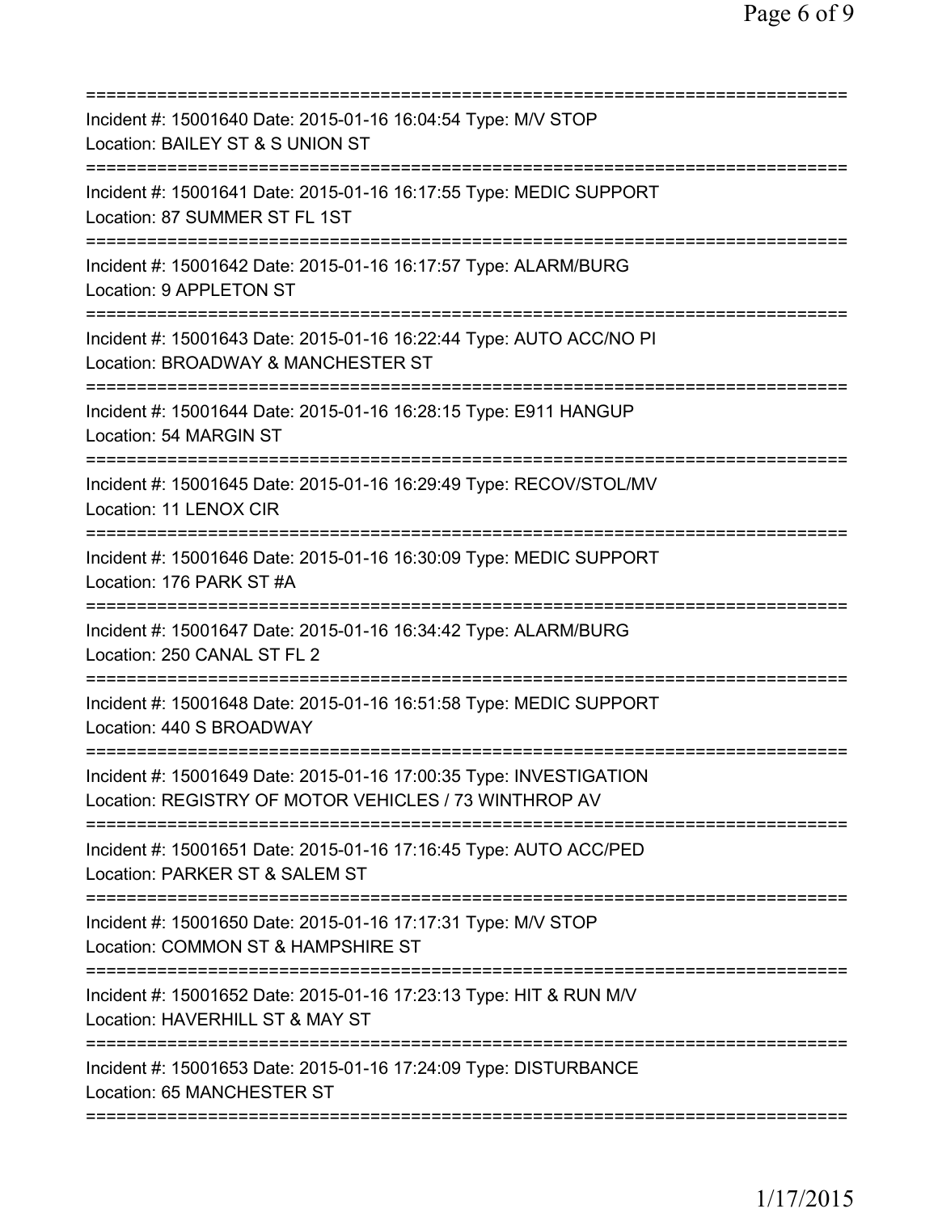===========================================================================

Incident #: 15001640 Date: 2015-01-16 16:04:54 Type: M/V STOP
Location: BAILEY ST & S UNION ST

===========================================================================

Incident #: 15001641 Date: 2015-01-16 16:17:55 Type: MEDIC SUPPORT
Location: 87 SUMMER ST FL 1ST

===========================================================================

Incident #: 15001642 Date: 2015-01-16 16:17:57 Type: ALARM/BURG
Location: 9 APPLETON ST

===========================================================================

Incident #: 15001643 Date: 2015-01-16 16:22:44 Type: AUTO ACC/NO PI
Location: BROADWAY & MANCHESTER ST

===========================================================================

Incident #: 15001644 Date: 2015-01-16 16:28:15 Type: E911 HANGUP
Location: 54 MARGIN ST

===========================================================================

Incident #: 15001645 Date: 2015-01-16 16:29:49 Type: RECOV/STOL/MV
Location: 11 LENOX CIR

===========================================================================

Incident #: 15001646 Date: 2015-01-16 16:30:09 Type: MEDIC SUPPORT
Location: 176 PARK ST #A

===========================================================================

Incident #: 15001647 Date: 2015-01-16 16:34:42 Type: ALARM/BURG
Location: 250 CANAL ST FL 2

===========================================================================

Incident #: 15001648 Date: 2015-01-16 16:51:58 Type: MEDIC SUPPORT
Location: 440 S BROADWAY

===========================================================================

Incident #: 15001649 Date: 2015-01-16 17:00:35 Type: INVESTIGATION
Location: REGISTRY OF MOTOR VEHICLES / 73 WINTHROP AV

===========================================================================

Incident #: 15001651 Date: 2015-01-16 17:16:45 Type: AUTO ACC/PED
Location: PARKER ST & SALEM ST

===========================================================================

Incident #: 15001650 Date: 2015-01-16 17:17:31 Type: M/V STOP
Location: COMMON ST & HAMPSHIRE ST

===========================================================================

Incident #: 15001652 Date: 2015-01-16 17:23:13 Type: HIT & RUN M/V
Location: HAVERHILL ST & MAY ST

===========================================================================

Incident #: 15001653 Date: 2015-01-16 17:24:09 Type: DISTURBANCE
Location: 65 MANCHESTER ST

===========================================================================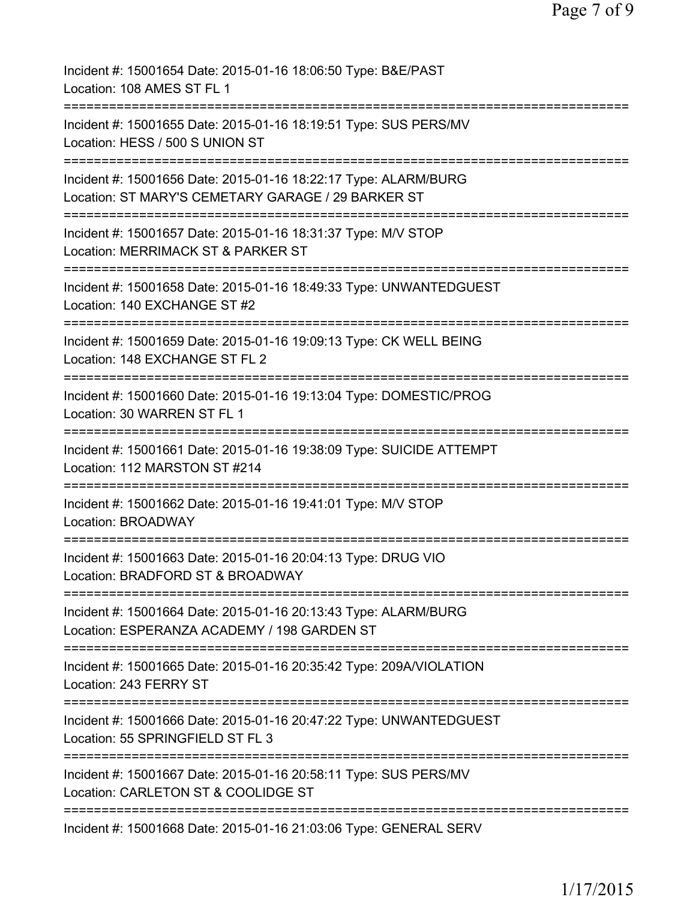Incident #: 15001654 Date: 2015-01-16 18:06:50 Type: B&E/PAST
Location: 108 AMES ST FL 1

===========================================================================

Incident #: 15001655 Date: 2015-01-16 18:19:51 Type: SUS PERS/MV
Location: HESS / 500 S UNION ST

===========================================================================

Incident #: 15001656 Date: 2015-01-16 18:22:17 Type: ALARM/BURG
Location: ST MARY'S CEMETARY GARAGE / 29 BARKER ST

===========================================================================

Incident #: 15001657 Date: 2015-01-16 18:31:37 Type: M/V STOP
Location: MERRIMACK ST & PARKER ST

===========================================================================

Incident #: 15001658 Date: 2015-01-16 18:49:33 Type: UNWANTEDGUEST
Location: 140 EXCHANGE ST #2

===========================================================================

Incident #: 15001659 Date: 2015-01-16 19:09:13 Type: CK WELL BEING
Location: 148 EXCHANGE ST FL 2

===========================================================================

Incident #: 15001660 Date: 2015-01-16 19:13:04 Type: DOMESTIC/PROG
Location: 30 WARREN ST FL 1

===========================================================================

Incident #: 15001661 Date: 2015-01-16 19:38:09 Type: SUICIDE ATTEMPT
Location: 112 MARSTON ST #214

===========================================================================

Incident #: 15001662 Date: 2015-01-16 19:41:01 Type: M/V STOP
Location: BROADWAY

===========================================================================

Incident #: 15001663 Date: 2015-01-16 20:04:13 Type: DRUG VIO
Location: BRADFORD ST & BROADWAY

===========================================================================

Incident #: 15001664 Date: 2015-01-16 20:13:43 Type: ALARM/BURG
Location: ESPERANZA ACADEMY / 198 GARDEN ST

===========================================================================

Incident #: 15001665 Date: 2015-01-16 20:35:42 Type: 209A/VIOLATION
Location: 243 FERRY ST

===========================================================================

Incident #: 15001666 Date: 2015-01-16 20:47:22 Type: UNWANTEDGUEST
Location: 55 SPRINGFIELD ST FL 3

===========================================================================

Incident #: 15001667 Date: 2015-01-16 20:58:11 Type: SUS PERS/MV
Location: CARLETON ST & COOLIDGE ST

===========================================================================

Incident #: 15001668 Date: 2015-01-16 21:03:06 Type: GENERAL SERV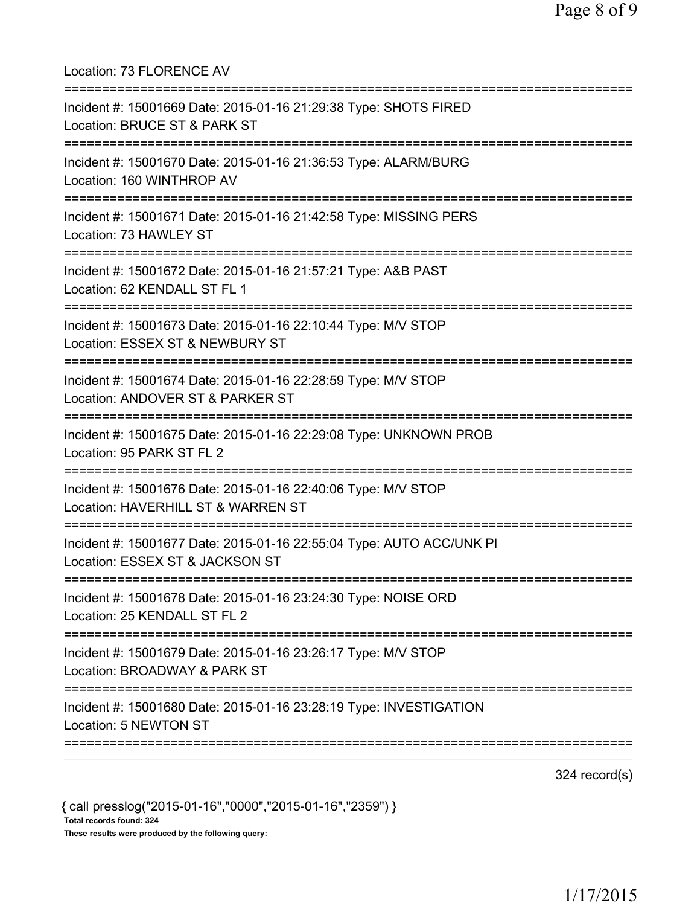Location: 73 FLORENCE AV

===========================================================================

Incident #: 15001669 Date: 2015-01-16 21:29:38 Type: SHOTS FIRED
Location: BRUCE ST & PARK ST

===========================================================================

Incident #: 15001670 Date: 2015-01-16 21:36:53 Type: ALARM/BURG
Location: 160 WINTHROP AV

===========================================================================

Incident #: 15001671 Date: 2015-01-16 21:42:58 Type: MISSING PERS
Location: 73 HAWLEY ST

===========================================================================

Incident #: 15001672 Date: 2015-01-16 21:57:21 Type: A&B PAST
Location: 62 KENDALL ST FL 1

===========================================================================

Incident #: 15001673 Date: 2015-01-16 22:10:44 Type: M/V STOP
Location: ESSEX ST & NEWBURY ST

===========================================================================

Incident #: 15001674 Date: 2015-01-16 22:28:59 Type: M/V STOP
Location: ANDOVER ST & PARKER ST

===========================================================================

Incident #: 15001675 Date: 2015-01-16 22:29:08 Type: UNKNOWN PROB
Location: 95 PARK ST FL 2

===========================================================================

Incident #: 15001676 Date: 2015-01-16 22:40:06 Type: M/V STOP
Location: HAVERHILL ST & WARREN ST

===========================================================================

Incident #: 15001677 Date: 2015-01-16 22:55:04 Type: AUTO ACC/UNK PI
Location: ESSEX ST & JACKSON ST

===========================================================================

Incident #: 15001678 Date: 2015-01-16 23:24:30 Type: NOISE ORD
Location: 25 KENDALL ST FL 2

===========================================================================

Incident #: 15001679 Date: 2015-01-16 23:26:17 Type: M/V STOP
Location: BROADWAY & PARK ST

===========================================================================

Incident #: 15001680 Date: 2015-01-16 23:28:19 Type: INVESTIGATION
Location: 5 NEWTON ST

===========================================================================

324 record(s)

{ call presslog("2015-01-16","0000","2015-01-16","2359") }

**Total records found: 324**

**These results were produced by the following query:**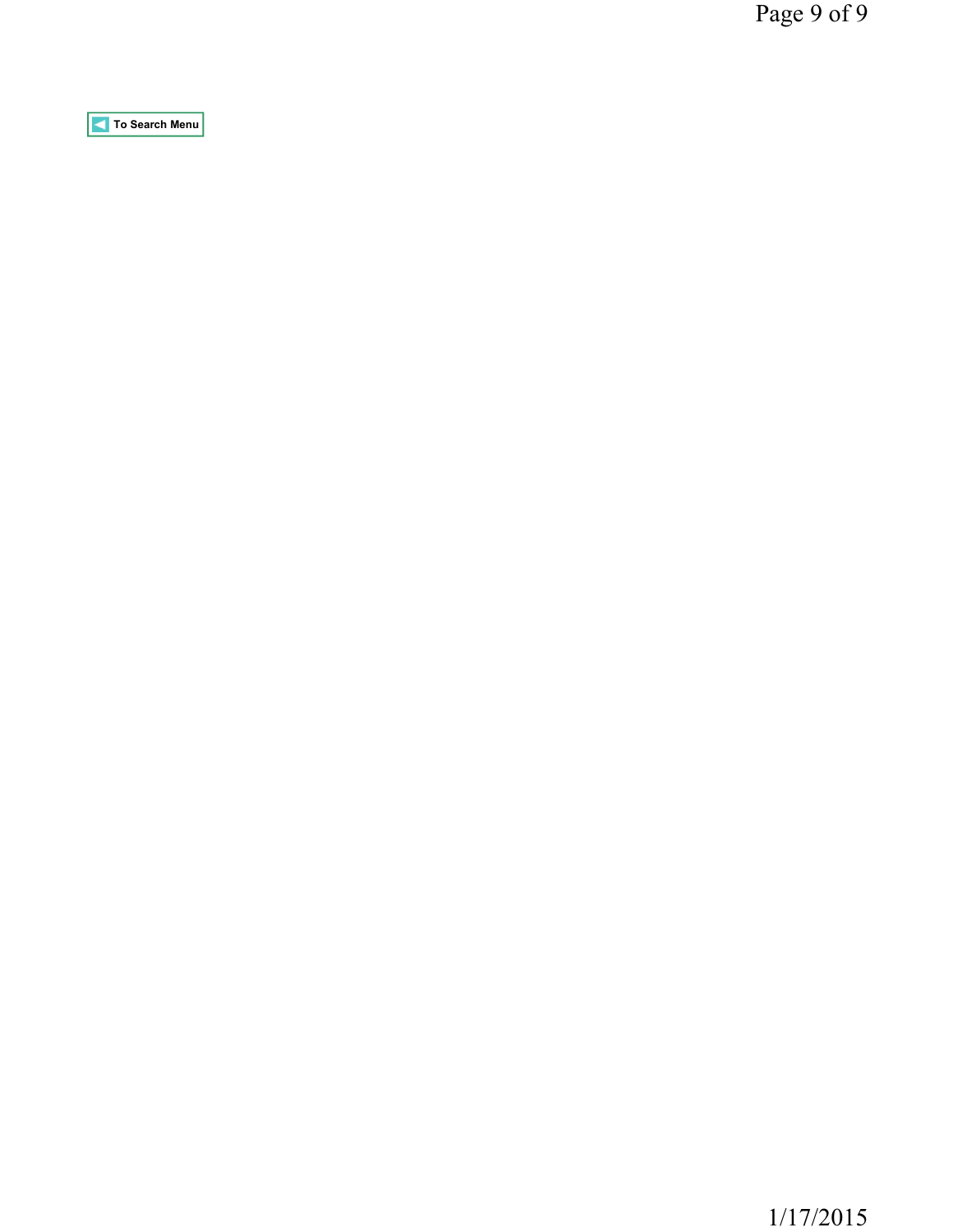To Search Menu